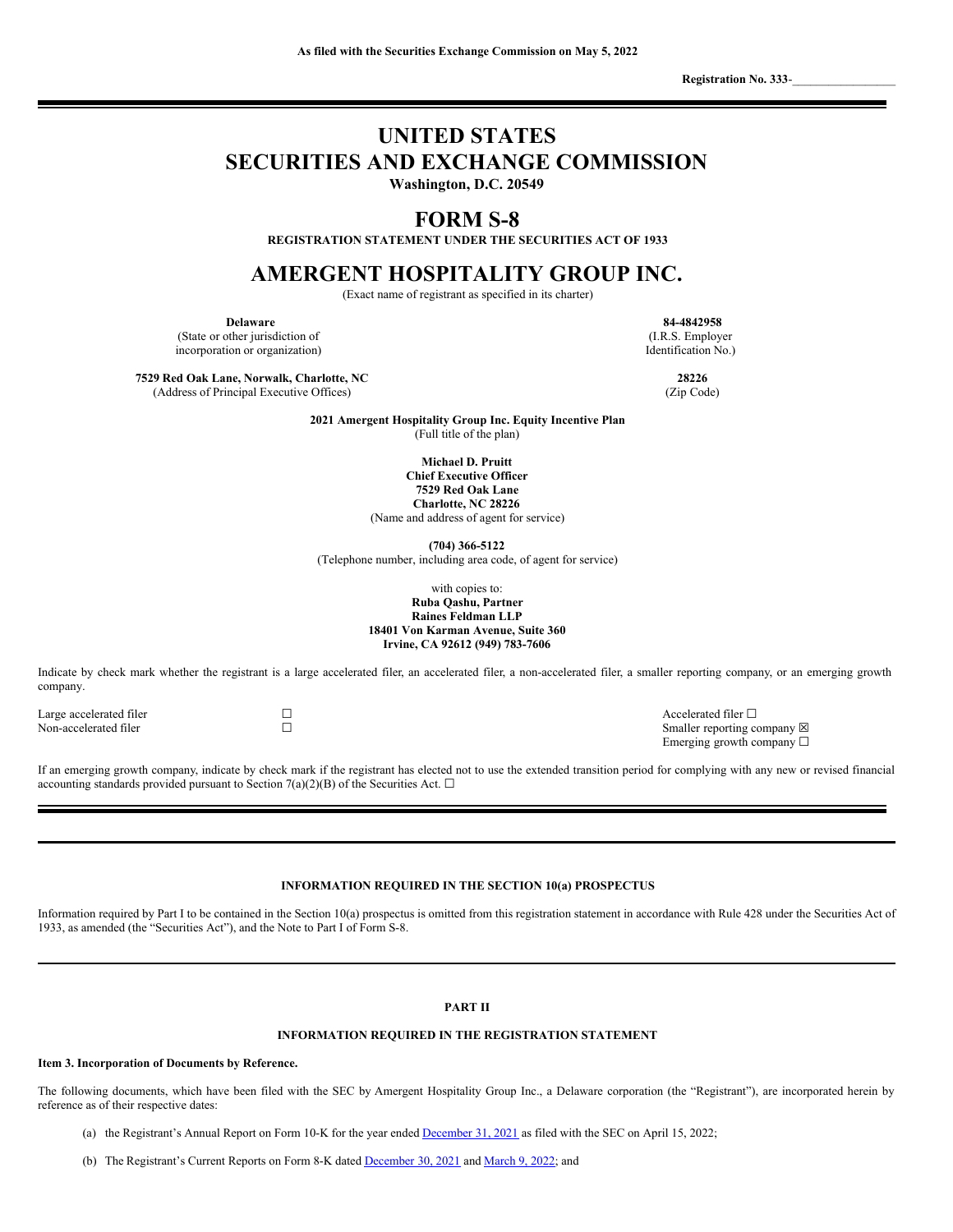As filed with the Securities Exchange Commission on May 5, 2022

Registration No. 333-_________________

# UNITED STATES
# SECURITIES AND EXCHANGE COMMISSION

**Washington, D.C. 20549**

# FORM S-8

**REGISTRATION STATEMENT UNDER THE SECURITIES ACT OF 1933**

# AMERGENT HOSPITALITY GROUP INC.

(Exact name of registrant as specified in its charter)

| **Delaware** | **84-4842958** |
|---|---|
| (State or other jurisdiction of incorporation or organization) | (I.R.S. Employer Identification No.) |
| **7529 Red Oak Lane, Norwalk, Charlotte, NC** | **28226** |
| (Address of Principal Executive Offices) | (Zip Code) |

**2021 Amergent Hospitality Group Inc. Equity Incentive Plan**
(Full title of the plan)

**Michael D. Pruitt**
**Chief Executive Officer**
**7529 Red Oak Lane**
**Charlotte, NC 28226**
(Name and address of agent for service)

**(704) 366-5122**
(Telephone number, including area code, of agent for service)

with copies to:
**Ruba Qashu, Partner**
**Raines Feldman LLP**
**18401 Von Karman Avenue, Suite 360**
**Irvine, CA 92612 (949) 783-7606**

Indicate by check mark whether the registrant is a large accelerated filer, an accelerated filer, a non-accelerated filer, a smaller reporting company, or an emerging growth company.

| | | |
|---|---|---|
| Large accelerated filer | ☐ | Accelerated filer ☐ |
| Non-accelerated filer | ☐ | Smaller reporting company ☒ |
| | | Emerging growth company ☐ |

If an emerging growth company, indicate by check mark if the registrant has elected not to use the extended transition period for complying with any new or revised financial accounting standards provided pursuant to Section 7(a)(2)(B) of the Securities Act. ☐

**INFORMATION REQUIRED IN THE SECTION 10(a) PROSPECTUS**

Information required by Part I to be contained in the Section 10(a) prospectus is omitted from this registration statement in accordance with Rule 428 under the Securities Act of 1933, as amended (the "Securities Act"), and the Note to Part I of Form S-8.

## PART II

## INFORMATION REQUIRED IN THE REGISTRATION STATEMENT

### Item 3. Incorporation of Documents by Reference.

The following documents, which have been filed with the SEC by Amergent Hospitality Group Inc., a Delaware corporation (the "Registrant"), are incorporated herein by reference as of their respective dates:

(a) the Registrant's Annual Report on Form 10-K for the year ended December 31, 2021 as filed with the SEC on April 15, 2022;

(b) The Registrant's Current Reports on Form 8-K dated December 30, 2021 and March 9, 2022; and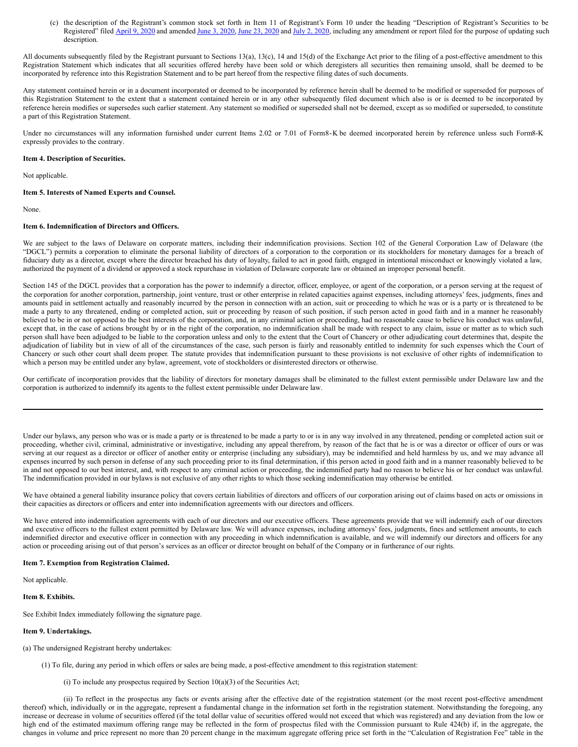(c) the description of the Registrant's common stock set forth in Item 11 of Registrant's Form 10 under the heading "Description of Registrant's Securities to be Registered" filed April 9, 2020 and amended June 3, 2020, June 23, 2020 and July 2, 2020, including any amendment or report filed for the purpose of updating such description.

All documents subsequently filed by the Registrant pursuant to Sections 13(a), 13(c), 14 and 15(d) of the Exchange Act prior to the filing of a post-effective amendment to this Registration Statement which indicates that all securities offered hereby have been sold or which deregisters all securities then remaining unsold, shall be deemed to be incorporated by reference into this Registration Statement and to be part hereof from the respective filing dates of such documents.

Any statement contained herein or in a document incorporated or deemed to be incorporated by reference herein shall be deemed to be modified or superseded for purposes of this Registration Statement to the extent that a statement contained herein or in any other subsequently filed document which also is or is deemed to be incorporated by reference herein modifies or supersedes such earlier statement. Any statement so modified or superseded shall not be deemed, except as so modified or superseded, to constitute a part of this Registration Statement.

Under no circumstances will any information furnished under current Items 2.02 or 7.01 of Form8-K be deemed incorporated herein by reference unless such Form8-K expressly provides to the contrary.

**Item 4. Description of Securities.**

Not applicable.

**Item 5. Interests of Named Experts and Counsel.**

None.

**Item 6. Indemnification of Directors and Officers.**

We are subject to the laws of Delaware on corporate matters, including their indemnification provisions. Section 102 of the General Corporation Law of Delaware (the "DGCL") permits a corporation to eliminate the personal liability of directors of a corporation to the corporation or its stockholders for monetary damages for a breach of fiduciary duty as a director, except where the director breached his duty of loyalty, failed to act in good faith, engaged in intentional misconduct or knowingly violated a law, authorized the payment of a dividend or approved a stock repurchase in violation of Delaware corporate law or obtained an improper personal benefit.

Section 145 of the DGCL provides that a corporation has the power to indemnify a director, officer, employee, or agent of the corporation, or a person serving at the request of the corporation for another corporation, partnership, joint venture, trust or other enterprise in related capacities against expenses, including attorneys' fees, judgments, fines and amounts paid in settlement actually and reasonably incurred by the person in connection with an action, suit or proceeding to which he was or is a party or is threatened to be made a party to any threatened, ending or completed action, suit or proceeding by reason of such position, if such person acted in good faith and in a manner he reasonably believed to be in or not opposed to the best interests of the corporation, and, in any criminal action or proceeding, had no reasonable cause to believe his conduct was unlawful, except that, in the case of actions brought by or in the right of the corporation, no indemnification shall be made with respect to any claim, issue or matter as to which such person shall have been adjudged to be liable to the corporation unless and only to the extent that the Court of Chancery or other adjudicating court determines that, despite the adjudication of liability but in view of all of the circumstances of the case, such person is fairly and reasonably entitled to indemnity for such expenses which the Court of Chancery or such other court shall deem proper. The statute provides that indemnification pursuant to these provisions is not exclusive of other rights of indemnification to which a person may be entitled under any bylaw, agreement, vote of stockholders or disinterested directors or otherwise.

Our certificate of incorporation provides that the liability of directors for monetary damages shall be eliminated to the fullest extent permissible under Delaware law and the corporation is authorized to indemnify its agents to the fullest extent permissible under Delaware law.

---

Under our bylaws, any person who was or is made a party or is threatened to be made a party to or is in any way involved in any threatened, pending or completed action suit or proceeding, whether civil, criminal, administrative or investigative, including any appeal therefrom, by reason of the fact that he is or was a director or officer of ours or was serving at our request as a director or officer of another entity or enterprise (including any subsidiary), may be indemnified and held harmless by us, and we may advance all expenses incurred by such person in defense of any such proceeding prior to its final determination, if this person acted in good faith and in a manner reasonably believed to be in and not opposed to our best interest, and, with respect to any criminal action or proceeding, the indemnified party had no reason to believe his or her conduct was unlawful. The indemnification provided in our bylaws is not exclusive of any other rights to which those seeking indemnification may otherwise be entitled.

We have obtained a general liability insurance policy that covers certain liabilities of directors and officers of our corporation arising out of claims based on acts or omissions in their capacities as directors or officers and enter into indemnification agreements with our directors and officers.

We have entered into indemnification agreements with each of our directors and our executive officers. These agreements provide that we will indemnify each of our directors and executive officers to the fullest extent permitted by Delaware law. We will advance expenses, including attorneys' fees, judgments, fines and settlement amounts, to each indemnified director and executive officer in connection with any proceeding in which indemnification is available, and we will indemnify our directors and officers for any action or proceeding arising out of that person's services as an officer or director brought on behalf of the Company or in furtherance of our rights.

**Item 7. Exemption from Registration Claimed.**

Not applicable.

**Item 8. Exhibits.**

See Exhibit Index immediately following the signature page.

**Item 9. Undertakings.**

(a) The undersigned Registrant hereby undertakes:

(1) To file, during any period in which offers or sales are being made, a post-effective amendment to this registration statement:

(i) To include any prospectus required by Section 10(a)(3) of the Securities Act;

(ii) To reflect in the prospectus any facts or events arising after the effective date of the registration statement (or the most recent post-effective amendment thereof) which, individually or in the aggregate, represent a fundamental change in the information set forth in the registration statement. Notwithstanding the foregoing, any increase or decrease in volume of securities offered (if the total dollar value of securities offered would not exceed that which was registered) and any deviation from the low or high end of the estimated maximum offering range may be reflected in the form of prospectus filed with the Commission pursuant to Rule 424(b) if, in the aggregate, the changes in volume and price represent no more than 20 percent change in the maximum aggregate offering price set forth in the "Calculation of Registration Fee" table in the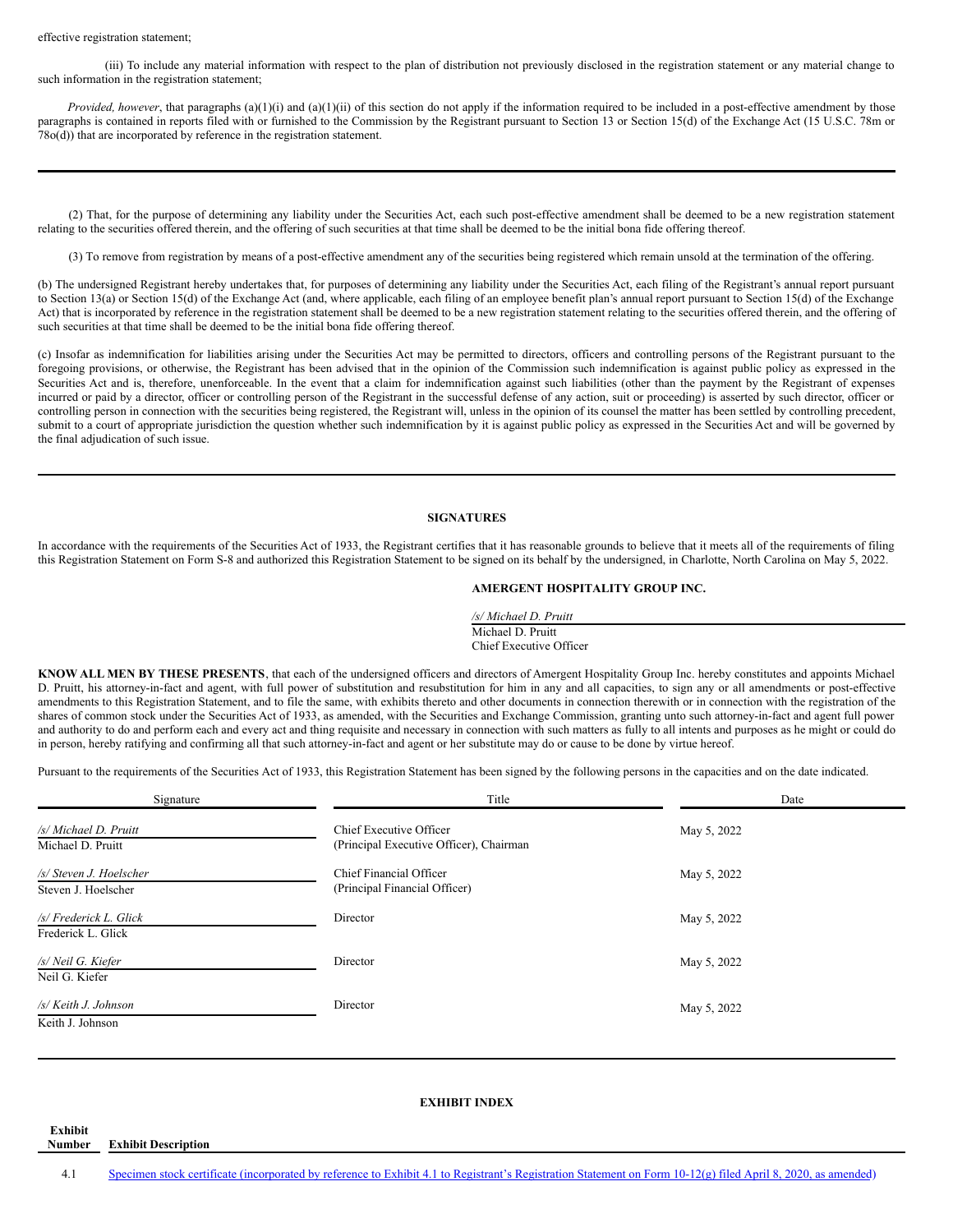effective registration statement;

(iii) To include any material information with respect to the plan of distribution not previously disclosed in the registration statement or any material change to such information in the registration statement;

*Provided, however*, that paragraphs (a)(1)(i) and (a)(1)(ii) of this section do not apply if the information required to be included in a post-effective amendment by those paragraphs is contained in reports filed with or furnished to the Commission by the Registrant pursuant to Section 13 or Section 15(d) of the Exchange Act (15 U.S.C. 78m or 78o(d)) that are incorporated by reference in the registration statement.

---

(2) That, for the purpose of determining any liability under the Securities Act, each such post-effective amendment shall be deemed to be a new registration statement relating to the securities offered therein, and the offering of such securities at that time shall be deemed to be the initial bona fide offering thereof.

(3) To remove from registration by means of a post-effective amendment any of the securities being registered which remain unsold at the termination of the offering.

(b) The undersigned Registrant hereby undertakes that, for purposes of determining any liability under the Securities Act, each filing of the Registrant's annual report pursuant to Section 13(a) or Section 15(d) of the Exchange Act (and, where applicable, each filing of an employee benefit plan's annual report pursuant to Section 15(d) of the Exchange Act) that is incorporated by reference in the registration statement shall be deemed to be a new registration statement relating to the securities offered therein, and the offering of such securities at that time shall be deemed to be the initial bona fide offering thereof.

(c) Insofar as indemnification for liabilities arising under the Securities Act may be permitted to directors, officers and controlling persons of the Registrant pursuant to the foregoing provisions, or otherwise, the Registrant has been advised that in the opinion of the Commission such indemnification is against public policy as expressed in the Securities Act and is, therefore, unenforceable. In the event that a claim for indemnification against such liabilities (other than the payment by the Registrant of expenses incurred or paid by a director, officer or controlling person of the Registrant in the successful defense of any action, suit or proceeding) is asserted by such director, officer or controlling person in connection with the securities being registered, the Registrant will, unless in the opinion of its counsel the matter has been settled by controlling precedent, submit to a court of appropriate jurisdiction the question whether such indemnification by it is against public policy as expressed in the Securities Act and will be governed by the final adjudication of such issue.

---

## SIGNATURES

In accordance with the requirements of the Securities Act of 1933, the Registrant certifies that it has reasonable grounds to believe that it meets all of the requirements of filing this Registration Statement on Form S-8 and authorized this Registration Statement to be signed on its behalf by the undersigned, in Charlotte, North Carolina on May 5, 2022.

**AMERGENT HOSPITALITY GROUP INC.**

*/s/ Michael D. Pruitt*
Michael D. Pruitt
Chief Executive Officer

**KNOW ALL MEN BY THESE PRESENTS**, that each of the undersigned officers and directors of Amergent Hospitality Group Inc. hereby constitutes and appoints Michael D. Pruitt, his attorney-in-fact and agent, with full power of substitution and resubstitution for him in any and all capacities, to sign any or all amendments or post-effective amendments to this Registration Statement, and to file the same, with exhibits thereto and other documents in connection therewith or in connection with the registration of the shares of common stock under the Securities Act of 1933, as amended, with the Securities and Exchange Commission, granting unto such attorney-in-fact and agent full power and authority to do and perform each and every act and thing requisite and necessary in connection with such matters as fully to all intents and purposes as he might or could do in person, hereby ratifying and confirming all that such attorney-in-fact and agent or her substitute may do or cause to be done by virtue hereof.

Pursuant to the requirements of the Securities Act of 1933, this Registration Statement has been signed by the following persons in the capacities and on the date indicated.

| Signature | Title | Date |
|---|---|---|
| */s/ Michael D. Pruitt*<br>Michael D. Pruitt | Chief Executive Officer<br>(Principal Executive Officer), Chairman | May 5, 2022 |
| */s/ Steven J. Hoelscher*<br>Steven J. Hoelscher | Chief Financial Officer<br>(Principal Financial Officer) | May 5, 2022 |
| */s/ Frederick L. Glick*<br>Frederick L. Glick | Director | May 5, 2022 |
| */s/ Neil G. Kiefer*<br>Neil G. Kiefer | Director | May 5, 2022 |
| */s/ Keith J. Johnson*<br>Keith J. Johnson | Director | May 5, 2022 |

---

## EXHIBIT INDEX

| Exhibit Number | Exhibit Description |
|---|---|
| 4.1 | Specimen stock certificate (incorporated by reference to Exhibit 4.1 to Registrant's Registration Statement on Form 10-12(g) filed April 8, 2020, as amended) |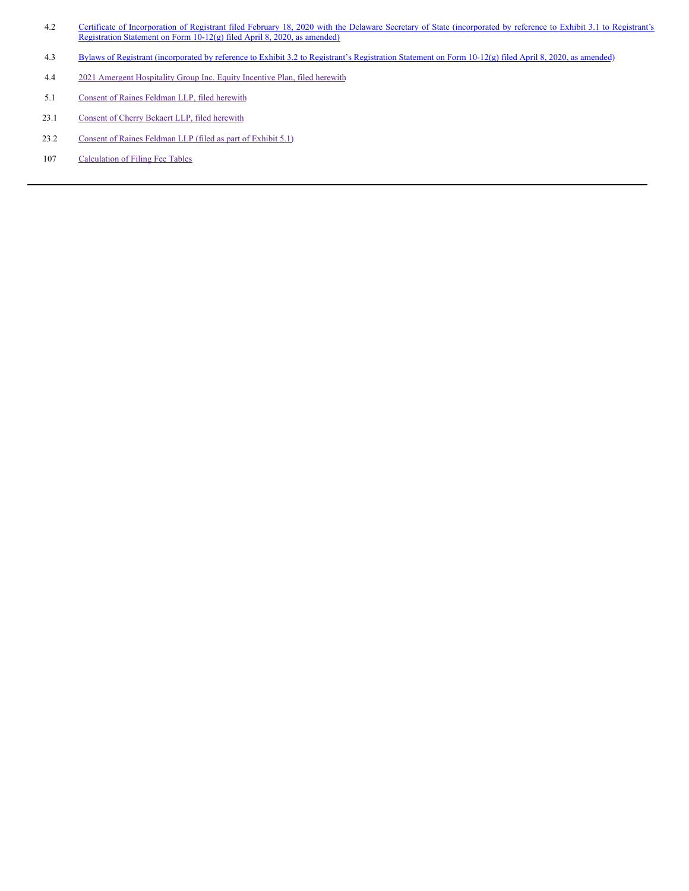| | |
|---|---|
| 4.2 | Certificate of Incorporation of Registrant filed February 18, 2020 with the Delaware Secretary of State (incorporated by reference to Exhibit 3.1 to Registrant's Registration Statement on Form 10-12(g) filed April 8, 2020, as amended) |
| 4.3 | Bylaws of Registrant (incorporated by reference to Exhibit 3.2 to Registrant's Registration Statement on Form 10-12(g) filed April 8, 2020, as amended) |
| 4.4 | 2021 Amergent Hospitality Group Inc. Equity Incentive Plan, filed herewith |
| 5.1 | Consent of Raines Feldman LLP, filed herewith |
| 23.1 | Consent of Cherry Bekaert LLP, filed herewith |
| 23.2 | Consent of Raines Feldman LLP (filed as part of Exhibit 5.1) |
| 107 | Calculation of Filing Fee Tables |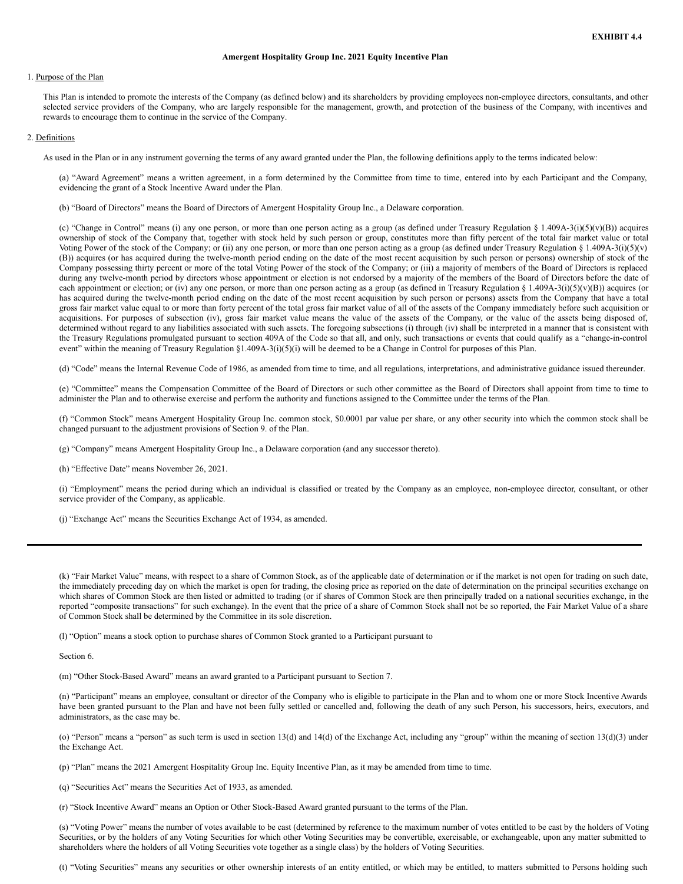**EXHIBIT 4.4**

**Amergent Hospitality Group Inc. 2021 Equity Incentive Plan**

1. Purpose of the Plan

This Plan is intended to promote the interests of the Company (as defined below) and its shareholders by providing employees non-employee directors, consultants, and other selected service providers of the Company, who are largely responsible for the management, growth, and protection of the business of the Company, with incentives and rewards to encourage them to continue in the service of the Company.

2. Definitions

As used in the Plan or in any instrument governing the terms of any award granted under the Plan, the following definitions apply to the terms indicated below:

(a) "Award Agreement" means a written agreement, in a form determined by the Committee from time to time, entered into by each Participant and the Company, evidencing the grant of a Stock Incentive Award under the Plan.

(b) "Board of Directors" means the Board of Directors of Amergent Hospitality Group Inc., a Delaware corporation.

(c) "Change in Control" means (i) any one person, or more than one person acting as a group (as defined under Treasury Regulation § 1.409A-3(i)(5)(v)(B)) acquires ownership of stock of the Company that, together with stock held by such person or group, constitutes more than fifty percent of the total fair market value or total Voting Power of the stock of the Company; or (ii) any one person, or more than one person acting as a group (as defined under Treasury Regulation § 1.409A-3(i)(5)(v)(B)) acquires (or has acquired during the twelve-month period ending on the date of the most recent acquisition by such person or persons) ownership of stock of the Company possessing thirty percent or more of the total Voting Power of the stock of the Company; or (iii) a majority of members of the Board of Directors is replaced during any twelve-month period by directors whose appointment or election is not endorsed by a majority of the members of the Board of Directors before the date of each appointment or election; or (iv) any one person, or more than one person acting as a group (as defined in Treasury Regulation § 1.409A-3(i)(5)(v)(B)) acquires (or has acquired during the twelve-month period ending on the date of the most recent acquisition by such person or persons) assets from the Company that have a total gross fair market value equal to or more than forty percent of the total gross fair market value of all of the assets of the Company immediately before such acquisition or acquisitions. For purposes of subsection (iv), gross fair market value means the value of the assets of the Company, or the value of the assets being disposed of, determined without regard to any liabilities associated with such assets. The foregoing subsections (i) through (iv) shall be interpreted in a manner that is consistent with the Treasury Regulations promulgated pursuant to section 409A of the Code so that all, and only, such transactions or events that could qualify as a "change-in-control event" within the meaning of Treasury Regulation §1.409A-3(i)(5)(i) will be deemed to be a Change in Control for purposes of this Plan.

(d) "Code" means the Internal Revenue Code of 1986, as amended from time to time, and all regulations, interpretations, and administrative guidance issued thereunder.

(e) "Committee" means the Compensation Committee of the Board of Directors or such other committee as the Board of Directors shall appoint from time to time to administer the Plan and to otherwise exercise and perform the authority and functions assigned to the Committee under the terms of the Plan.

(f) "Common Stock" means Amergent Hospitality Group Inc. common stock, $0.0001 par value per share, or any other security into which the common stock shall be changed pursuant to the adjustment provisions of Section 9. of the Plan.

(g) "Company" means Amergent Hospitality Group Inc., a Delaware corporation (and any successor thereto).

(h) "Effective Date" means November 26, 2021.

(i) "Employment" means the period during which an individual is classified or treated by the Company as an employee, non-employee director, consultant, or other service provider of the Company, as applicable.

(j) "Exchange Act" means the Securities Exchange Act of 1934, as amended.

---

(k) "Fair Market Value" means, with respect to a share of Common Stock, as of the applicable date of determination or if the market is not open for trading on such date, the immediately preceding day on which the market is open for trading, the closing price as reported on the date of determination on the principal securities exchange on which shares of Common Stock are then listed or admitted to trading (or if shares of Common Stock are then principally traded on a national securities exchange, in the reported "composite transactions" for such exchange). In the event that the price of a share of Common Stock shall not be so reported, the Fair Market Value of a share of Common Stock shall be determined by the Committee in its sole discretion.

(l) "Option" means a stock option to purchase shares of Common Stock granted to a Participant pursuant to

Section 6.

(m) "Other Stock-Based Award" means an award granted to a Participant pursuant to Section 7.

(n) "Participant" means an employee, consultant or director of the Company who is eligible to participate in the Plan and to whom one or more Stock Incentive Awards have been granted pursuant to the Plan and have not been fully settled or cancelled and, following the death of any such Person, his successors, heirs, executors, and administrators, as the case may be.

(o) "Person" means a "person" as such term is used in section 13(d) and 14(d) of the Exchange Act, including any "group" within the meaning of section 13(d)(3) under the Exchange Act.

(p) "Plan" means the 2021 Amergent Hospitality Group Inc. Equity Incentive Plan, as it may be amended from time to time.

(q) "Securities Act" means the Securities Act of 1933, as amended.

(r) "Stock Incentive Award" means an Option or Other Stock-Based Award granted pursuant to the terms of the Plan.

(s) "Voting Power" means the number of votes available to be cast (determined by reference to the maximum number of votes entitled to be cast by the holders of Voting Securities, or by the holders of any Voting Securities for which other Voting Securities may be convertible, exercisable, or exchangeable, upon any matter submitted to shareholders where the holders of all Voting Securities vote together as a single class) by the holders of Voting Securities.

(t) "Voting Securities" means any securities or other ownership interests of an entity entitled, or which may be entitled, to matters submitted to Persons holding such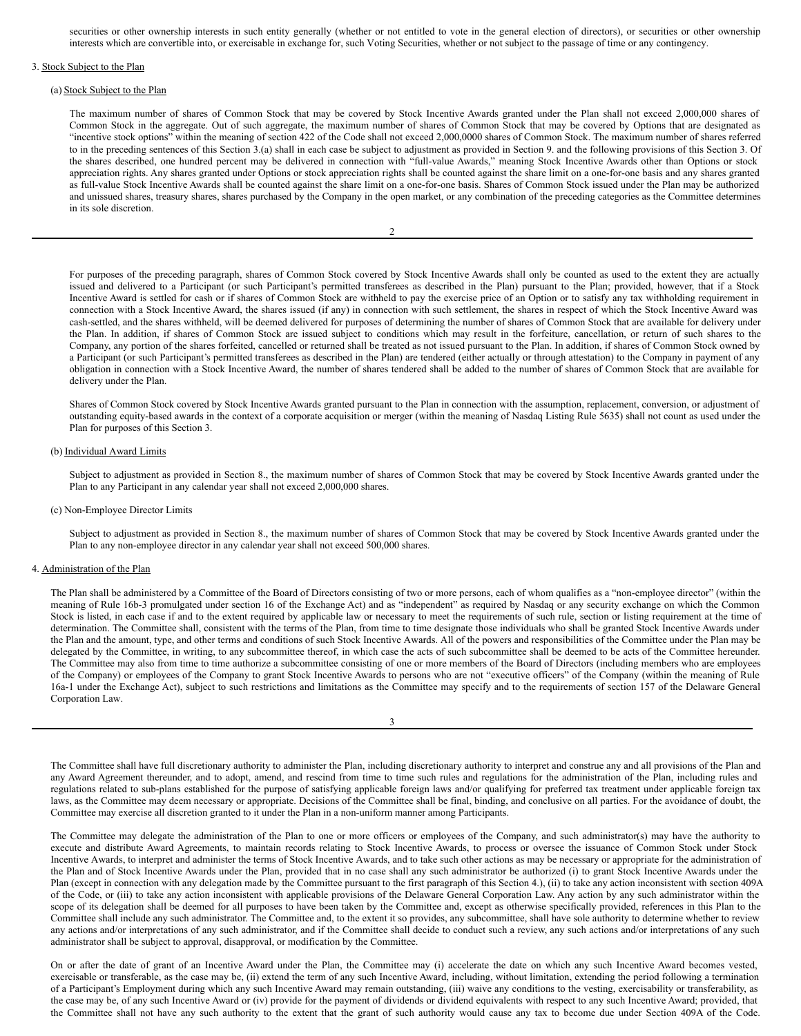securities or other ownership interests in such entity generally (whether or not entitled to vote in the general election of directors), or securities or other ownership interests which are convertible into, or exercisable in exchange for, such Voting Securities, whether or not subject to the passage of time or any contingency.

3. Stock Subject to the Plan

(a) Stock Subject to the Plan

The maximum number of shares of Common Stock that may be covered by Stock Incentive Awards granted under the Plan shall not exceed 2,000,000 shares of Common Stock in the aggregate. Out of such aggregate, the maximum number of shares of Common Stock that may be covered by Options that are designated as "incentive stock options" within the meaning of section 422 of the Code shall not exceed 2,000,0000 shares of Common Stock. The maximum number of shares referred to in the preceding sentences of this Section 3.(a) shall in each case be subject to adjustment as provided in Section 9. and the following provisions of this Section 3. Of the shares described, one hundred percent may be delivered in connection with "full-value Awards," meaning Stock Incentive Awards other than Options or stock appreciation rights. Any shares granted under Options or stock appreciation rights shall be counted against the share limit on a one-for-one basis and any shares granted as full-value Stock Incentive Awards shall be counted against the share limit on a one-for-one basis. Shares of Common Stock issued under the Plan may be authorized and unissued shares, treasury shares, shares purchased by the Company in the open market, or any combination of the preceding categories as the Committee determines in its sole discretion.

For purposes of the preceding paragraph, shares of Common Stock covered by Stock Incentive Awards shall only be counted as used to the extent they are actually issued and delivered to a Participant (or such Participant's permitted transferees as described in the Plan) pursuant to the Plan; provided, however, that if a Stock Incentive Award is settled for cash or if shares of Common Stock are withheld to pay the exercise price of an Option or to satisfy any tax withholding requirement in connection with a Stock Incentive Award, the shares issued (if any) in connection with such settlement, the shares in respect of which the Stock Incentive Award was cash-settled, and the shares withheld, will be deemed delivered for purposes of determining the number of shares of Common Stock that are available for delivery under the Plan. In addition, if shares of Common Stock are issued subject to conditions which may result in the forfeiture, cancellation, or return of such shares to the Company, any portion of the shares forfeited, cancelled or returned shall be treated as not issued pursuant to the Plan. In addition, if shares of Common Stock owned by a Participant (or such Participant's permitted transferees as described in the Plan) are tendered (either actually or through attestation) to the Company in payment of any obligation in connection with a Stock Incentive Award, the number of shares tendered shall be added to the number of shares of Common Stock that are available for delivery under the Plan.

Shares of Common Stock covered by Stock Incentive Awards granted pursuant to the Plan in connection with the assumption, replacement, conversion, or adjustment of outstanding equity-based awards in the context of a corporate acquisition or merger (within the meaning of Nasdaq Listing Rule 5635) shall not count as used under the Plan for purposes of this Section 3.

(b) Individual Award Limits

Subject to adjustment as provided in Section 8., the maximum number of shares of Common Stock that may be covered by Stock Incentive Awards granted under the Plan to any Participant in any calendar year shall not exceed 2,000,000 shares.

(c) Non-Employee Director Limits

Subject to adjustment as provided in Section 8., the maximum number of shares of Common Stock that may be covered by Stock Incentive Awards granted under the Plan to any non-employee director in any calendar year shall not exceed 500,000 shares.

4. Administration of the Plan

The Plan shall be administered by a Committee of the Board of Directors consisting of two or more persons, each of whom qualifies as a "non-employee director" (within the meaning of Rule 16b-3 promulgated under section 16 of the Exchange Act) and as "independent" as required by Nasdaq or any security exchange on which the Common Stock is listed, in each case if and to the extent required by applicable law or necessary to meet the requirements of such rule, section or listing requirement at the time of determination. The Committee shall, consistent with the terms of the Plan, from time to time designate those individuals who shall be granted Stock Incentive Awards under the Plan and the amount, type, and other terms and conditions of such Stock Incentive Awards. All of the powers and responsibilities of the Committee under the Plan may be delegated by the Committee, in writing, to any subcommittee thereof, in which case the acts of such subcommittee shall be deemed to be acts of the Committee hereunder. The Committee may also from time to time authorize a subcommittee consisting of one or more members of the Board of Directors (including members who are employees of the Company) or employees of the Company to grant Stock Incentive Awards to persons who are not "executive officers" of the Company (within the meaning of Rule 16a-1 under the Exchange Act), subject to such restrictions and limitations as the Committee may specify and to the requirements of section 157 of the Delaware General Corporation Law.

The Committee shall have full discretionary authority to administer the Plan, including discretionary authority to interpret and construe any and all provisions of the Plan and any Award Agreement thereunder, and to adopt, amend, and rescind from time to time such rules and regulations for the administration of the Plan, including rules and regulations related to sub-plans established for the purpose of satisfying applicable foreign laws and/or qualifying for preferred tax treatment under applicable foreign tax laws, as the Committee may deem necessary or appropriate. Decisions of the Committee shall be final, binding, and conclusive on all parties. For the avoidance of doubt, the Committee may exercise all discretion granted to it under the Plan in a non-uniform manner among Participants.

The Committee may delegate the administration of the Plan to one or more officers or employees of the Company, and such administrator(s) may have the authority to execute and distribute Award Agreements, to maintain records relating to Stock Incentive Awards, to process or oversee the issuance of Common Stock under Stock Incentive Awards, to interpret and administer the terms of Stock Incentive Awards, and to take such other actions as may be necessary or appropriate for the administration of the Plan and of Stock Incentive Awards under the Plan, provided that in no case shall any such administrator be authorized (i) to grant Stock Incentive Awards under the Plan (except in connection with any delegation made by the Committee pursuant to the first paragraph of this Section 4.), (ii) to take any action inconsistent with section 409A of the Code, or (iii) to take any action inconsistent with applicable provisions of the Delaware General Corporation Law. Any action by any such administrator within the scope of its delegation shall be deemed for all purposes to have been taken by the Committee and, except as otherwise specifically provided, references in this Plan to the Committee shall include any such administrator. The Committee and, to the extent it so provides, any subcommittee, shall have sole authority to determine whether to review any actions and/or interpretations of any such administrator, and if the Committee shall decide to conduct such a review, any such actions and/or interpretations of any such administrator shall be subject to approval, disapproval, or modification by the Committee.

On or after the date of grant of an Incentive Award under the Plan, the Committee may (i) accelerate the date on which any such Incentive Award becomes vested, exercisable or transferable, as the case may be, (ii) extend the term of any such Incentive Award, including, without limitation, extending the period following a termination of a Participant's Employment during which any such Incentive Award may remain outstanding, (iii) waive any conditions to the vesting, exercisability or transferability, as the case may be, of any such Incentive Award or (iv) provide for the payment of dividends or dividend equivalents with respect to any such Incentive Award; provided, that the Committee shall not have any such authority to the extent that the grant of such authority would cause any tax to become due under Section 409A of the Code.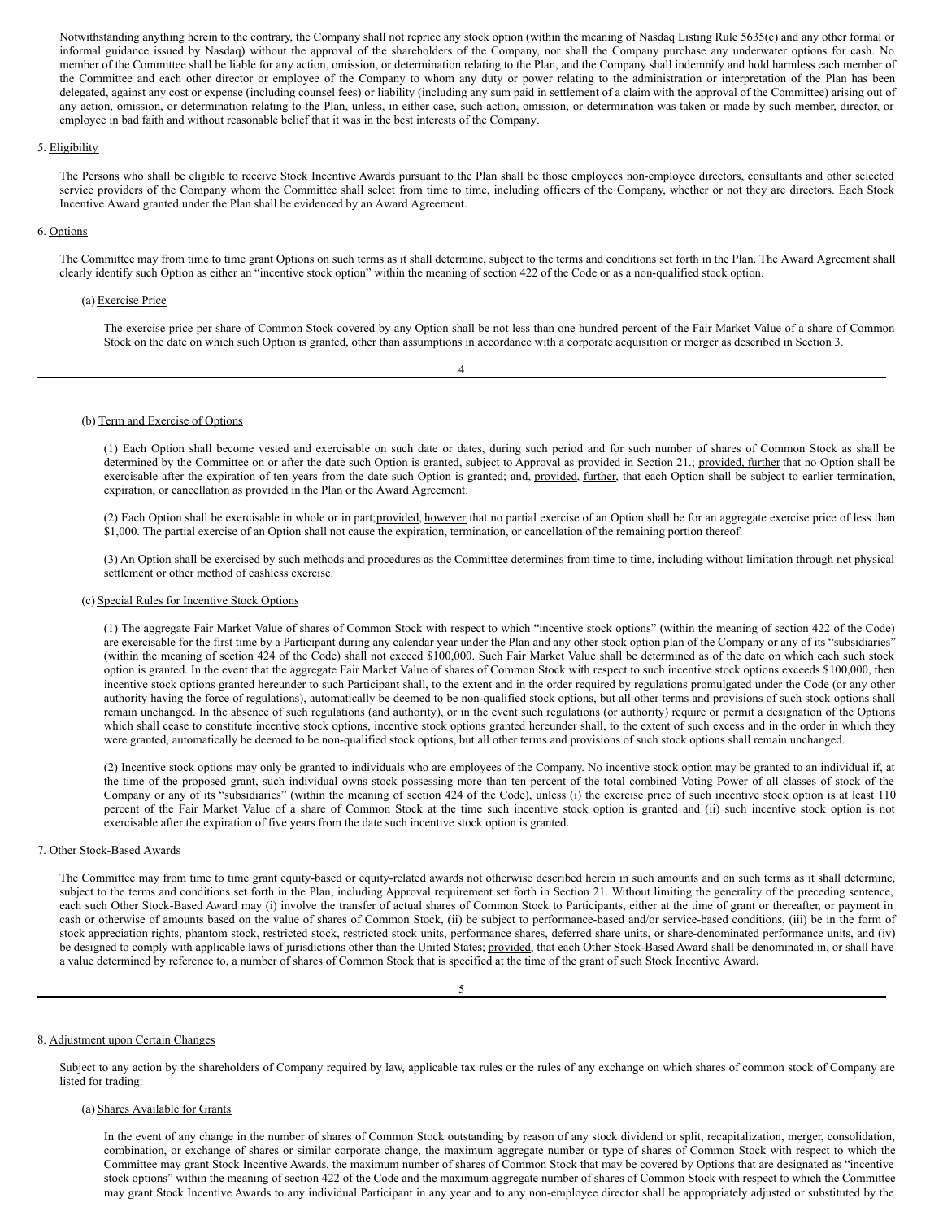Notwithstanding anything herein to the contrary, the Company shall not reprice any stock option (within the meaning of Nasdaq Listing Rule 5635(c) and any other formal or informal guidance issued by Nasdaq) without the approval of the shareholders of the Company, nor shall the Company purchase any underwater options for cash. No member of the Committee shall be liable for any action, omission, or determination relating to the Plan, and the Company shall indemnify and hold harmless each member of the Committee and each other director or employee of the Company to whom any duty or power relating to the administration or interpretation of the Plan has been delegated, against any cost or expense (including counsel fees) or liability (including any sum paid in settlement of a claim with the approval of the Committee) arising out of any action, omission, or determination relating to the Plan, unless, in either case, such action, omission, or determination was taken or made by such member, director, or employee in bad faith and without reasonable belief that it was in the best interests of the Company.

5. Eligibility

The Persons who shall be eligible to receive Stock Incentive Awards pursuant to the Plan shall be those employees non-employee directors, consultants and other selected service providers of the Company whom the Committee shall select from time to time, including officers of the Company, whether or not they are directors. Each Stock Incentive Award granted under the Plan shall be evidenced by an Award Agreement.

6. Options

The Committee may from time to time grant Options on such terms as it shall determine, subject to the terms and conditions set forth in the Plan. The Award Agreement shall clearly identify such Option as either an "incentive stock option" within the meaning of section 422 of the Code or as a non-qualified stock option.

(a) Exercise Price

The exercise price per share of Common Stock covered by any Option shall be not less than one hundred percent of the Fair Market Value of a share of Common Stock on the date on which such Option is granted, other than assumptions in accordance with a corporate acquisition or merger as described in Section 3.

(b) Term and Exercise of Options

(1) Each Option shall become vested and exercisable on such date or dates, during such period and for such number of shares of Common Stock as shall be determined by the Committee on or after the date such Option is granted, subject to Approval as provided in Section 21.; provided, further that no Option shall be exercisable after the expiration of ten years from the date such Option is granted; and, provided, further, that each Option shall be subject to earlier termination, expiration, or cancellation as provided in the Plan or the Award Agreement.

(2) Each Option shall be exercisable in whole or in part;provided, however that no partial exercise of an Option shall be for an aggregate exercise price of less than $1,000. The partial exercise of an Option shall not cause the expiration, termination, or cancellation of the remaining portion thereof.

(3) An Option shall be exercised by such methods and procedures as the Committee determines from time to time, including without limitation through net physical settlement or other method of cashless exercise.

(c) Special Rules for Incentive Stock Options

(1) The aggregate Fair Market Value of shares of Common Stock with respect to which "incentive stock options" (within the meaning of section 422 of the Code) are exercisable for the first time by a Participant during any calendar year under the Plan and any other stock option plan of the Company or any of its "subsidiaries" (within the meaning of section 424 of the Code) shall not exceed $100,000. Such Fair Market Value shall be determined as of the date on which each such stock option is granted. In the event that the aggregate Fair Market Value of shares of Common Stock with respect to such incentive stock options exceeds $100,000, then incentive stock options granted hereunder to such Participant shall, to the extent and in the order required by regulations promulgated under the Code (or any other authority having the force of regulations), automatically be deemed to be non-qualified stock options, but all other terms and provisions of such stock options shall remain unchanged. In the absence of such regulations (and authority), or in the event such regulations (or authority) require or permit a designation of the Options which shall cease to constitute incentive stock options, incentive stock options granted hereunder shall, to the extent of such excess and in the order in which they were granted, automatically be deemed to be non-qualified stock options, but all other terms and provisions of such stock options shall remain unchanged.

(2) Incentive stock options may only be granted to individuals who are employees of the Company. No incentive stock option may be granted to an individual if, at the time of the proposed grant, such individual owns stock possessing more than ten percent of the total combined Voting Power of all classes of stock of the Company or any of its "subsidiaries" (within the meaning of section 424 of the Code), unless (i) the exercise price of such incentive stock option is at least 110 percent of the Fair Market Value of a share of Common Stock at the time such incentive stock option is granted and (ii) such incentive stock option is not exercisable after the expiration of five years from the date such incentive stock option is granted.

7. Other Stock-Based Awards

The Committee may from time to time grant equity-based or equity-related awards not otherwise described herein in such amounts and on such terms as it shall determine, subject to the terms and conditions set forth in the Plan, including Approval requirement set forth in Section 21. Without limiting the generality of the preceding sentence, each such Other Stock-Based Award may (i) involve the transfer of actual shares of Common Stock to Participants, either at the time of grant or thereafter, or payment in cash or otherwise of amounts based on the value of shares of Common Stock, (ii) be subject to performance-based and/or service-based conditions, (iii) be in the form of stock appreciation rights, phantom stock, restricted stock, restricted stock units, performance shares, deferred share units, or share-denominated performance units, and (iv) be designed to comply with applicable laws of jurisdictions other than the United States; provided, that each Other Stock-Based Award shall be denominated in, or shall have a value determined by reference to, a number of shares of Common Stock that is specified at the time of the grant of such Stock Incentive Award.

8. Adjustment upon Certain Changes

Subject to any action by the shareholders of Company required by law, applicable tax rules or the rules of any exchange on which shares of common stock of Company are listed for trading:

(a) Shares Available for Grants

In the event of any change in the number of shares of Common Stock outstanding by reason of any stock dividend or split, recapitalization, merger, consolidation, combination, or exchange of shares or similar corporate change, the maximum aggregate number or type of shares of Common Stock with respect to which the Committee may grant Stock Incentive Awards, the maximum number of shares of Common Stock that may be covered by Options that are designated as "incentive stock options" within the meaning of section 422 of the Code and the maximum aggregate number of shares of Common Stock with respect to which the Committee may grant Stock Incentive Awards to any individual Participant in any year and to any non-employee director shall be appropriately adjusted or substituted by the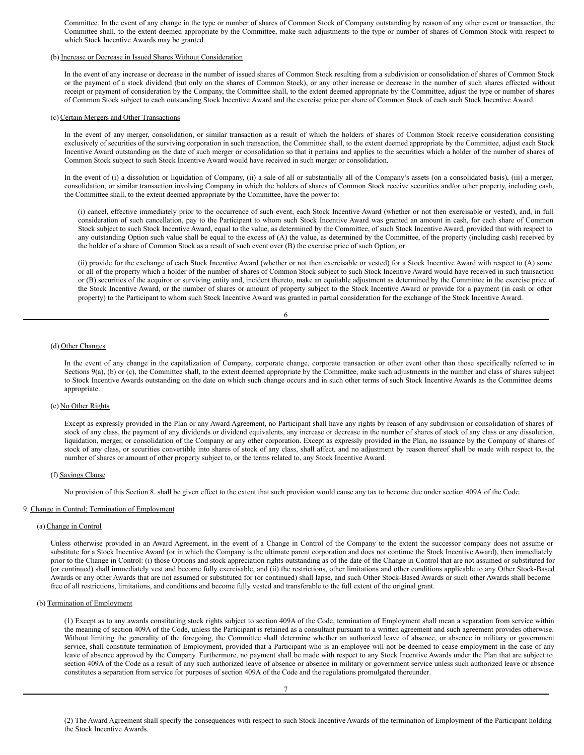Committee. In the event of any change in the type or number of shares of Common Stock of Company outstanding by reason of any other event or transaction, the Committee shall, to the extent deemed appropriate by the Committee, make such adjustments to the type or number of shares of Common Stock with respect to which Stock Incentive Awards may be granted.

(b) Increase or Decrease in Issued Shares Without Consideration

In the event of any increase or decrease in the number of issued shares of Common Stock resulting from a subdivision or consolidation of shares of Common Stock or the payment of a stock dividend (but only on the shares of Common Stock), or any other increase or decrease in the number of such shares effected without receipt or payment of consideration by the Company, the Committee shall, to the extent deemed appropriate by the Committee, adjust the type or number of shares of Common Stock subject to each outstanding Stock Incentive Award and the exercise price per share of Common Stock of each such Stock Incentive Award.

(c) Certain Mergers and Other Transactions

In the event of any merger, consolidation, or similar transaction as a result of which the holders of shares of Common Stock receive consideration consisting exclusively of securities of the surviving corporation in such transaction, the Committee shall, to the extent deemed appropriate by the Committee, adjust each Stock Incentive Award outstanding on the date of such merger or consolidation so that it pertains and applies to the securities which a holder of the number of shares of Common Stock subject to such Stock Incentive Award would have received in such merger or consolidation.

In the event of (i) a dissolution or liquidation of Company, (ii) a sale of all or substantially all of the Company's assets (on a consolidated basis), (iii) a merger, consolidation, or similar transaction involving Company in which the holders of shares of Common Stock receive securities and/or other property, including cash, the Committee shall, to the extent deemed appropriate by the Committee, have the power to:

(i) cancel, effective immediately prior to the occurrence of such event, each Stock Incentive Award (whether or not then exercisable or vested), and, in full consideration of such cancellation, pay to the Participant to whom such Stock Incentive Award was granted an amount in cash, for each share of Common Stock subject to such Stock Incentive Award, equal to the value, as determined by the Committee, of such Stock Incentive Award, provided that with respect to any outstanding Option such value shall be equal to the excess of (A) the value, as determined by the Committee, of the property (including cash) received by the holder of a share of Common Stock as a result of such event over (B) the exercise price of such Option; or

(ii) provide for the exchange of each Stock Incentive Award (whether or not then exercisable or vested) for a Stock Incentive Award with respect to (A) some or all of the property which a holder of the number of shares of Common Stock subject to such Stock Incentive Award would have received in such transaction or (B) securities of the acquiror or surviving entity and, incident thereto, make an equitable adjustment as determined by the Committee in the exercise price of the Stock Incentive Award, or the number of shares or amount of property subject to the Stock Incentive Award or provide for a payment (in cash or other property) to the Participant to whom such Stock Incentive Award was granted in partial consideration for the exchange of the Stock Incentive Award.

(d) Other Changes

In the event of any change in the capitalization of Company, corporate change, corporate transaction or other event other than those specifically referred to in Sections 9(a), (b) or (c), the Committee shall, to the extent deemed appropriate by the Committee, make such adjustments in the number and class of shares subject to Stock Incentive Awards outstanding on the date on which such change occurs and in such other terms of such Stock Incentive Awards as the Committee deems appropriate.

(e) No Other Rights

Except as expressly provided in the Plan or any Award Agreement, no Participant shall have any rights by reason of any subdivision or consolidation of shares of stock of any class, the payment of any dividends or dividend equivalents, any increase or decrease in the number of shares of stock of any class or any dissolution, liquidation, merger, or consolidation of the Company or any other corporation. Except as expressly provided in the Plan, no issuance by the Company of shares of stock of any class, or securities convertible into shares of stock of any class, shall affect, and no adjustment by reason thereof shall be made with respect to, the number of shares or amount of other property subject to, or the terms related to, any Stock Incentive Award.

(f) Savings Clause

No provision of this Section 8. shall be given effect to the extent that such provision would cause any tax to become due under section 409A of the Code.

9. Change in Control; Termination of Employment

(a) Change in Control

Unless otherwise provided in an Award Agreement, in the event of a Change in Control of the Company to the extent the successor company does not assume or substitute for a Stock Incentive Award (or in which the Company is the ultimate parent corporation and does not continue the Stock Incentive Award), then immediately prior to the Change in Control: (i) those Options and stock appreciation rights outstanding as of the date of the Change in Control that are not assumed or substituted for (or continued) shall immediately vest and become fully exercisable, and (ii) the restrictions, other limitations and other conditions applicable to any Other Stock-Based Awards or any other Awards that are not assumed or substituted for (or continued) shall lapse, and such Other Stock-Based Awards or such other Awards shall become free of all restrictions, limitations, and conditions and become fully vested and transferable to the full extent of the original grant.

(b) Termination of Employment

(1) Except as to any awards constituting stock rights subject to section 409A of the Code, termination of Employment shall mean a separation from service within the meaning of section 409A of the Code, unless the Participant is retained as a consultant pursuant to a written agreement and such agreement provides otherwise. Without limiting the generality of the foregoing, the Committee shall determine whether an authorized leave of absence, or absence in military or government service, shall constitute termination of Employment, provided that a Participant who is an employee will not be deemed to cease employment in the case of any leave of absence approved by the Company. Furthermore, no payment shall be made with respect to any Stock Incentive Awards under the Plan that are subject to section 409A of the Code as a result of any such authorized leave of absence or absence in military or government service unless such authorized leave or absence constitutes a separation from service for purposes of section 409A of the Code and the regulations promulgated thereunder.

(2) The Award Agreement shall specify the consequences with respect to such Stock Incentive Awards of the termination of Employment of the Participant holding the Stock Incentive Awards.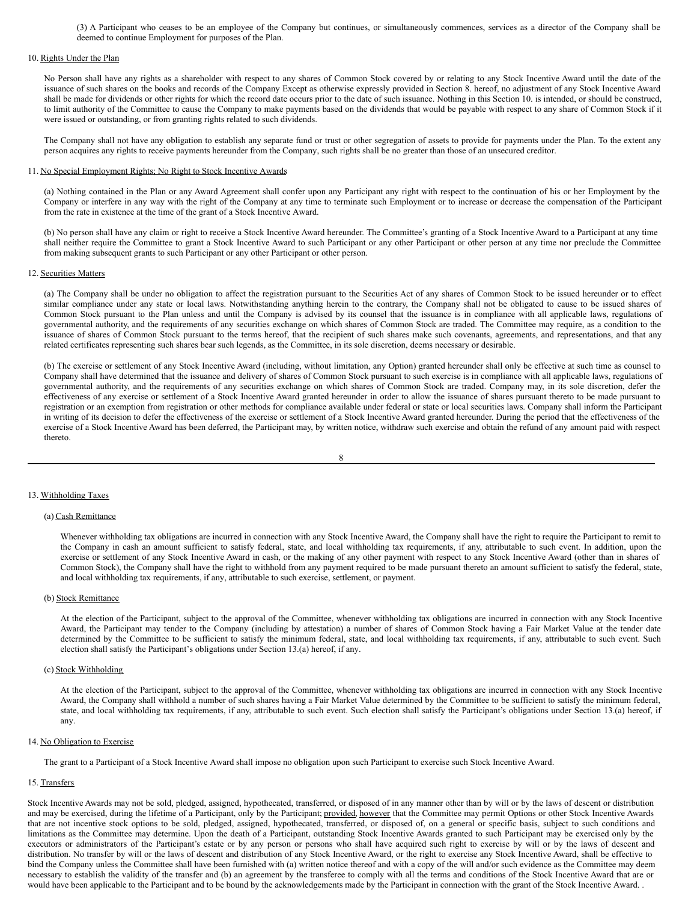(3) A Participant who ceases to be an employee of the Company but continues, or simultaneously commences, services as a director of the Company shall be deemed to continue Employment for purposes of the Plan.

10. Rights Under the Plan

No Person shall have any rights as a shareholder with respect to any shares of Common Stock covered by or relating to any Stock Incentive Award until the date of the issuance of such shares on the books and records of the Company Except as otherwise expressly provided in Section 8. hereof, no adjustment of any Stock Incentive Award shall be made for dividends or other rights for which the record date occurs prior to the date of such issuance. Nothing in this Section 10. is intended, or should be construed, to limit authority of the Committee to cause the Company to make payments based on the dividends that would be payable with respect to any share of Common Stock if it were issued or outstanding, or from granting rights related to such dividends.

The Company shall not have any obligation to establish any separate fund or trust or other segregation of assets to provide for payments under the Plan. To the extent any person acquires any rights to receive payments hereunder from the Company, such rights shall be no greater than those of an unsecured creditor.

11. No Special Employment Rights; No Right to Stock Incentive Awards

(a) Nothing contained in the Plan or any Award Agreement shall confer upon any Participant any right with respect to the continuation of his or her Employment by the Company or interfere in any way with the right of the Company at any time to terminate such Employment or to increase or decrease the compensation of the Participant from the rate in existence at the time of the grant of a Stock Incentive Award.

(b) No person shall have any claim or right to receive a Stock Incentive Award hereunder. The Committee's granting of a Stock Incentive Award to a Participant at any time shall neither require the Committee to grant a Stock Incentive Award to such Participant or any other Participant or other person at any time nor preclude the Committee from making subsequent grants to such Participant or any other Participant or other person.

12. Securities Matters

(a) The Company shall be under no obligation to affect the registration pursuant to the Securities Act of any shares of Common Stock to be issued hereunder or to effect similar compliance under any state or local laws. Notwithstanding anything herein to the contrary, the Company shall not be obligated to cause to be issued shares of Common Stock pursuant to the Plan unless and until the Company is advised by its counsel that the issuance is in compliance with all applicable laws, regulations of governmental authority, and the requirements of any securities exchange on which shares of Common Stock are traded. The Committee may require, as a condition to the issuance of shares of Common Stock pursuant to the terms hereof, that the recipient of such shares make such covenants, agreements, and representations, and that any related certificates representing such shares bear such legends, as the Committee, in its sole discretion, deems necessary or desirable.

(b) The exercise or settlement of any Stock Incentive Award (including, without limitation, any Option) granted hereunder shall only be effective at such time as counsel to Company shall have determined that the issuance and delivery of shares of Common Stock pursuant to such exercise is in compliance with all applicable laws, regulations of governmental authority, and the requirements of any securities exchange on which shares of Common Stock are traded. Company may, in its sole discretion, defer the effectiveness of any exercise or settlement of a Stock Incentive Award granted hereunder in order to allow the issuance of shares pursuant thereto to be made pursuant to registration or an exemption from registration or other methods for compliance available under federal or state or local securities laws. Company shall inform the Participant in writing of its decision to defer the effectiveness of the exercise or settlement of a Stock Incentive Award granted hereunder. During the period that the effectiveness of the exercise of a Stock Incentive Award has been deferred, the Participant may, by written notice, withdraw such exercise and obtain the refund of any amount paid with respect thereto.

13. Withholding Taxes

(a) Cash Remittance

Whenever withholding tax obligations are incurred in connection with any Stock Incentive Award, the Company shall have the right to require the Participant to remit to the Company in cash an amount sufficient to satisfy federal, state, and local withholding tax requirements, if any, attributable to such event. In addition, upon the exercise or settlement of any Stock Incentive Award in cash, or the making of any other payment with respect to any Stock Incentive Award (other than in shares of Common Stock), the Company shall have the right to withhold from any payment required to be made pursuant thereto an amount sufficient to satisfy the federal, state, and local withholding tax requirements, if any, attributable to such exercise, settlement, or payment.

(b) Stock Remittance

At the election of the Participant, subject to the approval of the Committee, whenever withholding tax obligations are incurred in connection with any Stock Incentive Award, the Participant may tender to the Company (including by attestation) a number of shares of Common Stock having a Fair Market Value at the tender date determined by the Committee to be sufficient to satisfy the minimum federal, state, and local withholding tax requirements, if any, attributable to such event. Such election shall satisfy the Participant's obligations under Section 13.(a) hereof, if any.

(c) Stock Withholding

At the election of the Participant, subject to the approval of the Committee, whenever withholding tax obligations are incurred in connection with any Stock Incentive Award, the Company shall withhold a number of such shares having a Fair Market Value determined by the Committee to be sufficient to satisfy the minimum federal, state, and local withholding tax requirements, if any, attributable to such event. Such election shall satisfy the Participant's obligations under Section 13.(a) hereof, if any.

14. No Obligation to Exercise

The grant to a Participant of a Stock Incentive Award shall impose no obligation upon such Participant to exercise such Stock Incentive Award.

15. Transfers

Stock Incentive Awards may not be sold, pledged, assigned, hypothecated, transferred, or disposed of in any manner other than by will or by the laws of descent or distribution and may be exercised, during the lifetime of a Participant, only by the Participant; provided, however that the Committee may permit Options or other Stock Incentive Awards that are not incentive stock options to be sold, pledged, assigned, hypothecated, transferred, or disposed of, on a general or specific basis, subject to such conditions and limitations as the Committee may determine. Upon the death of a Participant, outstanding Stock Incentive Awards granted to such Participant may be exercised only by the executors or administrators of the Participant's estate or by any person or persons who shall have acquired such right to exercise by will or by the laws of descent and distribution. No transfer by will or the laws of descent and distribution of any Stock Incentive Award, or the right to exercise any Stock Incentive Award, shall be effective to bind the Company unless the Committee shall have been furnished with (a) written notice thereof and with a copy of the will and/or such evidence as the Committee may deem necessary to establish the validity of the transfer and (b) an agreement by the transferee to comply with all the terms and conditions of the Stock Incentive Award that are or would have been applicable to the Participant and to be bound by the acknowledgements made by the Participant in connection with the grant of the Stock Incentive Award. .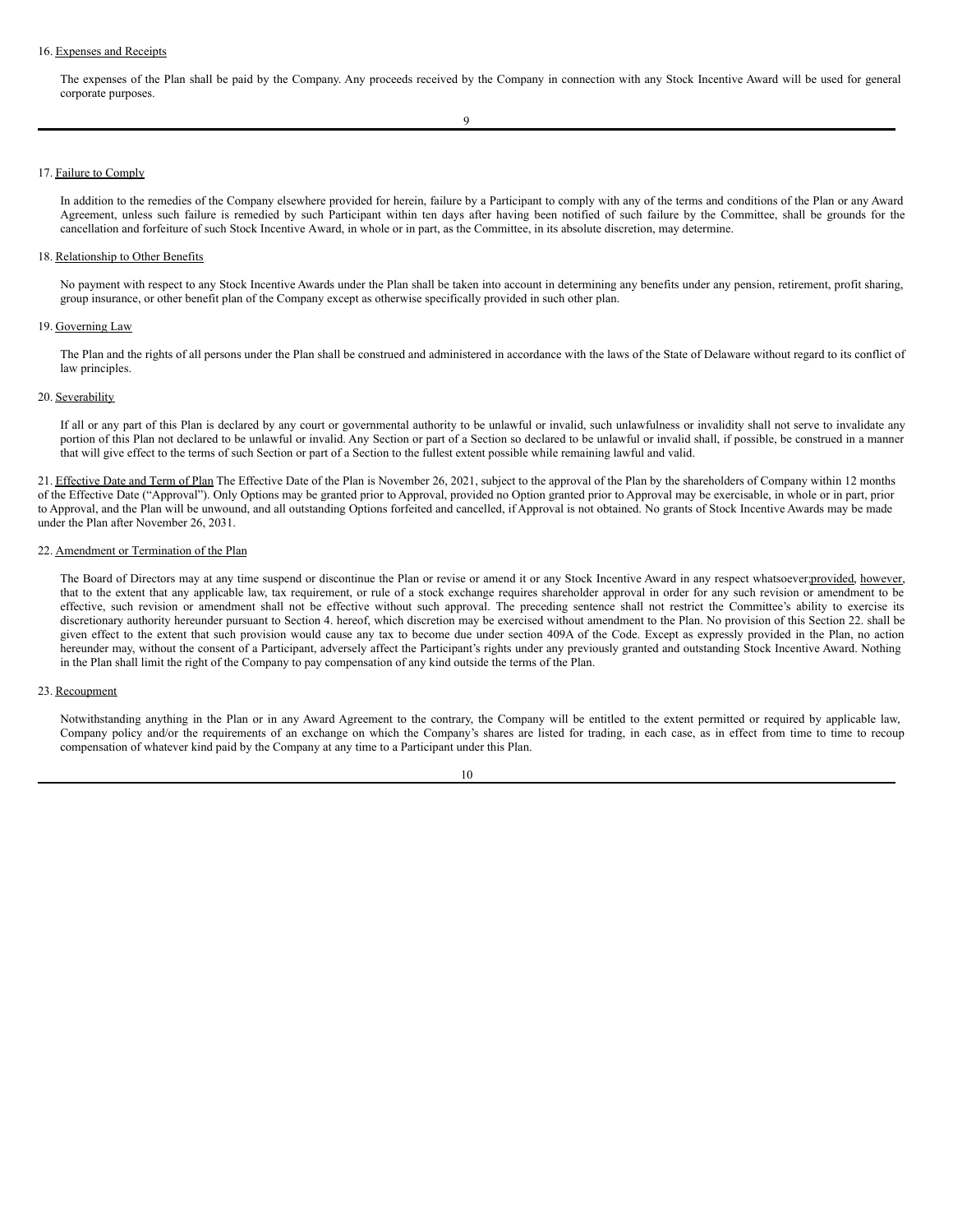16. Expenses and Receipts

The expenses of the Plan shall be paid by the Company. Any proceeds received by the Company in connection with any Stock Incentive Award will be used for general corporate purposes.

17. Failure to Comply

In addition to the remedies of the Company elsewhere provided for herein, failure by a Participant to comply with any of the terms and conditions of the Plan or any Award Agreement, unless such failure is remedied by such Participant within ten days after having been notified of such failure by the Committee, shall be grounds for the cancellation and forfeiture of such Stock Incentive Award, in whole or in part, as the Committee, in its absolute discretion, may determine.

18. Relationship to Other Benefits

No payment with respect to any Stock Incentive Awards under the Plan shall be taken into account in determining any benefits under any pension, retirement, profit sharing, group insurance, or other benefit plan of the Company except as otherwise specifically provided in such other plan.

19. Governing Law

The Plan and the rights of all persons under the Plan shall be construed and administered in accordance with the laws of the State of Delaware without regard to its conflict of law principles.

20. Severability

If all or any part of this Plan is declared by any court or governmental authority to be unlawful or invalid, such unlawfulness or invalidity shall not serve to invalidate any portion of this Plan not declared to be unlawful or invalid. Any Section or part of a Section so declared to be unlawful or invalid shall, if possible, be construed in a manner that will give effect to the terms of such Section or part of a Section to the fullest extent possible while remaining lawful and valid.

21. Effective Date and Term of Plan The Effective Date of the Plan is November 26, 2021, subject to the approval of the Plan by the shareholders of Company within 12 months of the Effective Date ("Approval"). Only Options may be granted prior to Approval, provided no Option granted prior to Approval may be exercisable, in whole or in part, prior to Approval, and the Plan will be unwound, and all outstanding Options forfeited and cancelled, if Approval is not obtained. No grants of Stock Incentive Awards may be made under the Plan after November 26, 2031.

22. Amendment or Termination of the Plan

The Board of Directors may at any time suspend or discontinue the Plan or revise or amend it or any Stock Incentive Award in any respect whatsoever;provided, however, that to the extent that any applicable law, tax requirement, or rule of a stock exchange requires shareholder approval in order for any such revision or amendment to be effective, such revision or amendment shall not be effective without such approval. The preceding sentence shall not restrict the Committee's ability to exercise its discretionary authority hereunder pursuant to Section 4. hereof, which discretion may be exercised without amendment to the Plan. No provision of this Section 22. shall be given effect to the extent that such provision would cause any tax to become due under section 409A of the Code. Except as expressly provided in the Plan, no action hereunder may, without the consent of a Participant, adversely affect the Participant's rights under any previously granted and outstanding Stock Incentive Award. Nothing in the Plan shall limit the right of the Company to pay compensation of any kind outside the terms of the Plan.

23. Recoupment

Notwithstanding anything in the Plan or in any Award Agreement to the contrary, the Company will be entitled to the extent permitted or required by applicable law, Company policy and/or the requirements of an exchange on which the Company's shares are listed for trading, in each case, as in effect from time to time to recoup compensation of whatever kind paid by the Company at any time to a Participant under this Plan.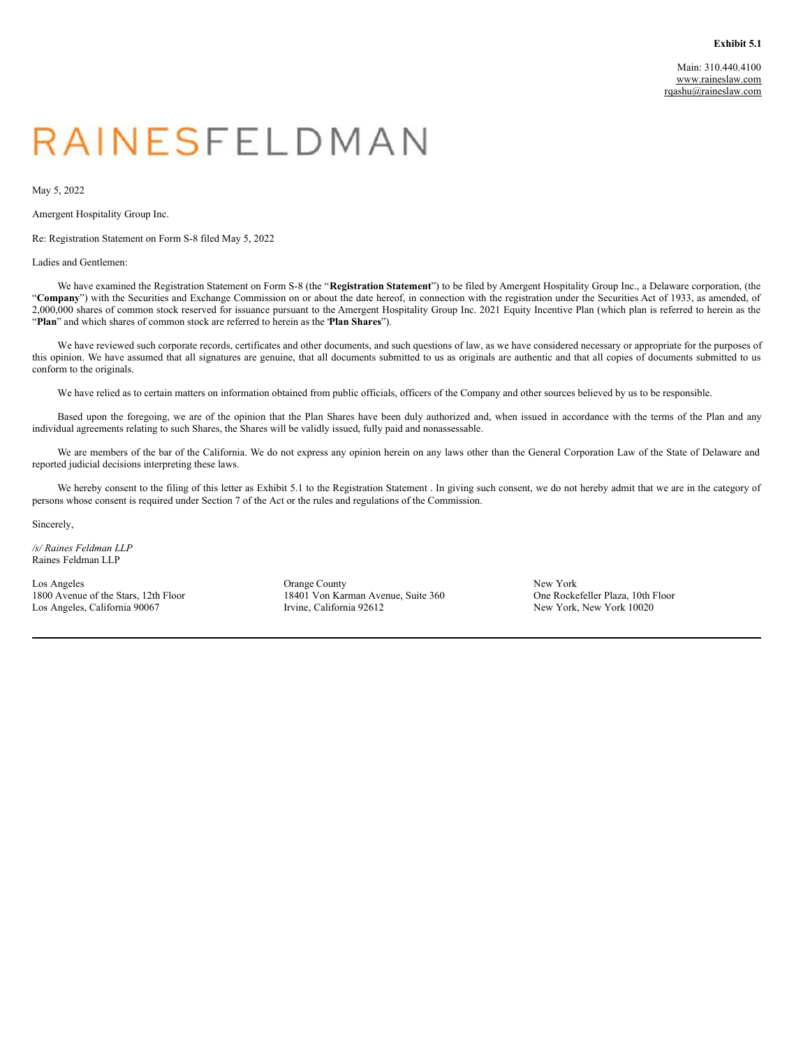**Exhibit 5.1**

Main: 310.440.4100
www.raineslaw.com
rqashu@raineslaw.com

# RAINESFELDMAN

May 5, 2022

Amergent Hospitality Group Inc.

Re: Registration Statement on Form S-8 filed May 5, 2022

Ladies and Gentlemen:

We have examined the Registration Statement on Form S-8 (the "**Registration Statement**") to be filed by Amergent Hospitality Group Inc., a Delaware corporation, (the "**Company**") with the Securities and Exchange Commission on or about the date hereof, in connection with the registration under the Securities Act of 1933, as amended, of 2,000,000 shares of common stock reserved for issuance pursuant to the Amergent Hospitality Group Inc. 2021 Equity Incentive Plan (which plan is referred to herein as the "**Plan**" and which shares of common stock are referred to herein as the '**Plan Shares**").

We have reviewed such corporate records, certificates and other documents, and such questions of law, as we have considered necessary or appropriate for the purposes of this opinion. We have assumed that all signatures are genuine, that all documents submitted to us as originals are authentic and that all copies of documents submitted to us conform to the originals.

We have relied as to certain matters on information obtained from public officials, officers of the Company and other sources believed by us to be responsible.

Based upon the foregoing, we are of the opinion that the Plan Shares have been duly authorized and, when issued in accordance with the terms of the Plan and any individual agreements relating to such Shares, the Shares will be validly issued, fully paid and nonassessable.

We are members of the bar of the California. We do not express any opinion herein on any laws other than the General Corporation Law of the State of Delaware and reported judicial decisions interpreting these laws.

We hereby consent to the filing of this letter as Exhibit 5.1 to the Registration Statement . In giving such consent, we do not hereby admit that we are in the category of persons whose consent is required under Section 7 of the Act or the rules and regulations of the Commission.

Sincerely,

*/s/ Raines Feldman LLP*
Raines Feldman LLP

Los Angeles
1800 Avenue of the Stars, 12th Floor
Los Angeles, California 90067

Orange County
18401 Von Karman Avenue, Suite 360
Irvine, California 92612

New York
One Rockefeller Plaza, 10th Floor
New York, New York 10020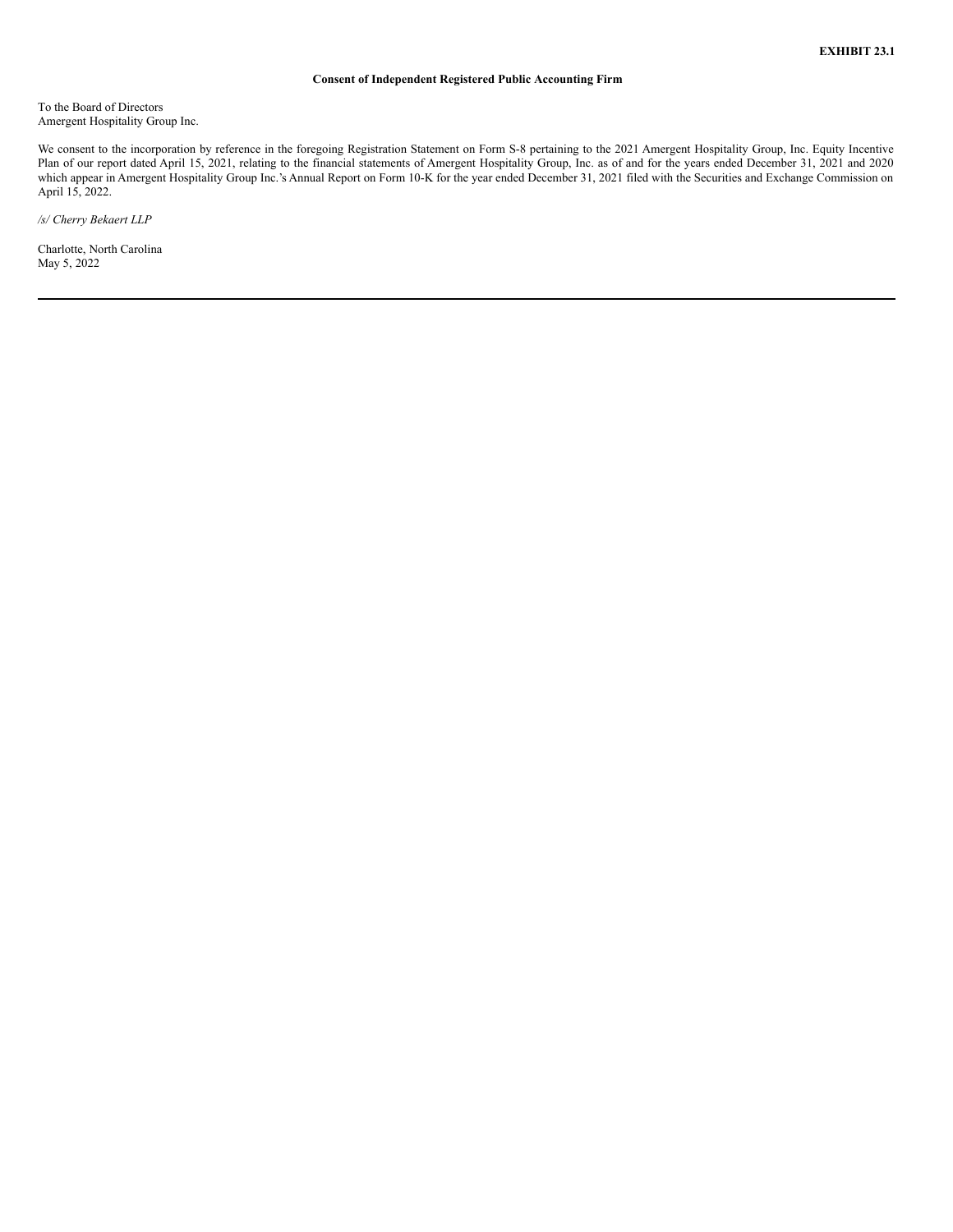**EXHIBIT 23.1**

**Consent of Independent Registered Public Accounting Firm**

To the Board of Directors
Amergent Hospitality Group Inc.

We consent to the incorporation by reference in the foregoing Registration Statement on Form S-8 pertaining to the 2021 Amergent Hospitality Group, Inc. Equity Incentive Plan of our report dated April 15, 2021, relating to the financial statements of Amergent Hospitality Group, Inc. as of and for the years ended December 31, 2021 and 2020 which appear in Amergent Hospitality Group Inc.'s Annual Report on Form 10-K for the year ended December 31, 2021 filed with the Securities and Exchange Commission on April 15, 2022.

*/s/ Cherry Bekaert LLP*

Charlotte, North Carolina
May 5, 2022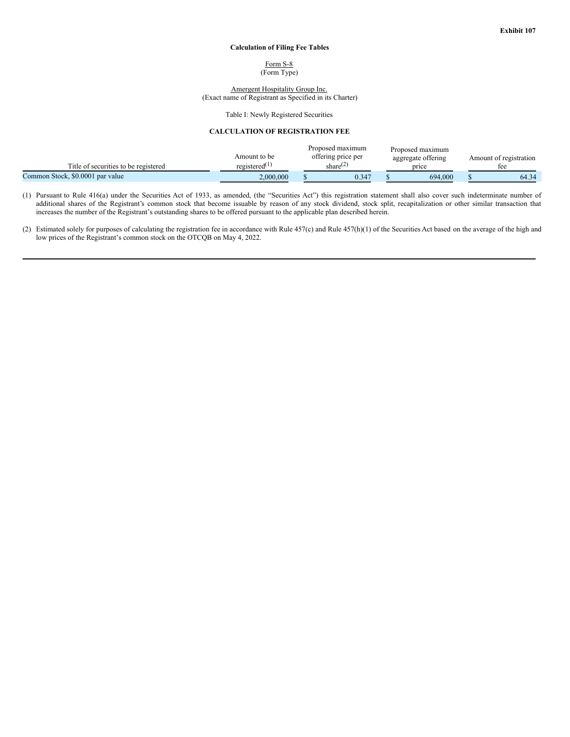**Exhibit 107**

**Calculation of Filing Fee Tables**

Form S-8
(Form Type)

Amergent Hospitality Group Inc.
(Exact name of Registrant as Specified in its Charter)

Table I: Newly Registered Securities

**CALCULATION OF REGISTRATION FEE**

| Title of securities to be registered | Amount to be registered(1) | Proposed maximum offering price per share(2) | Proposed maximum aggregate offering price | Amount of registration fee |
|---|---|---|---|---|
| Common Stock, $0.0001 par value | 2,000,000 | $ 0.347 | $ 694,000 | $ 64.34 |

(1) Pursuant to Rule 416(a) under the Securities Act of 1933, as amended, (the "Securities Act") this registration statement shall also cover such indeterminate number of additional shares of the Registrant's common stock that become issuable by reason of any stock dividend, stock split, recapitalization or other similar transaction that increases the number of the Registrant's outstanding shares to be offered pursuant to the applicable plan described herein.

(2) Estimated solely for purposes of calculating the registration fee in accordance with Rule 457(c) and Rule 457(h)(1) of the Securities Act based on the average of the high and low prices of the Registrant's common stock on the OTCQB on May 4, 2022.